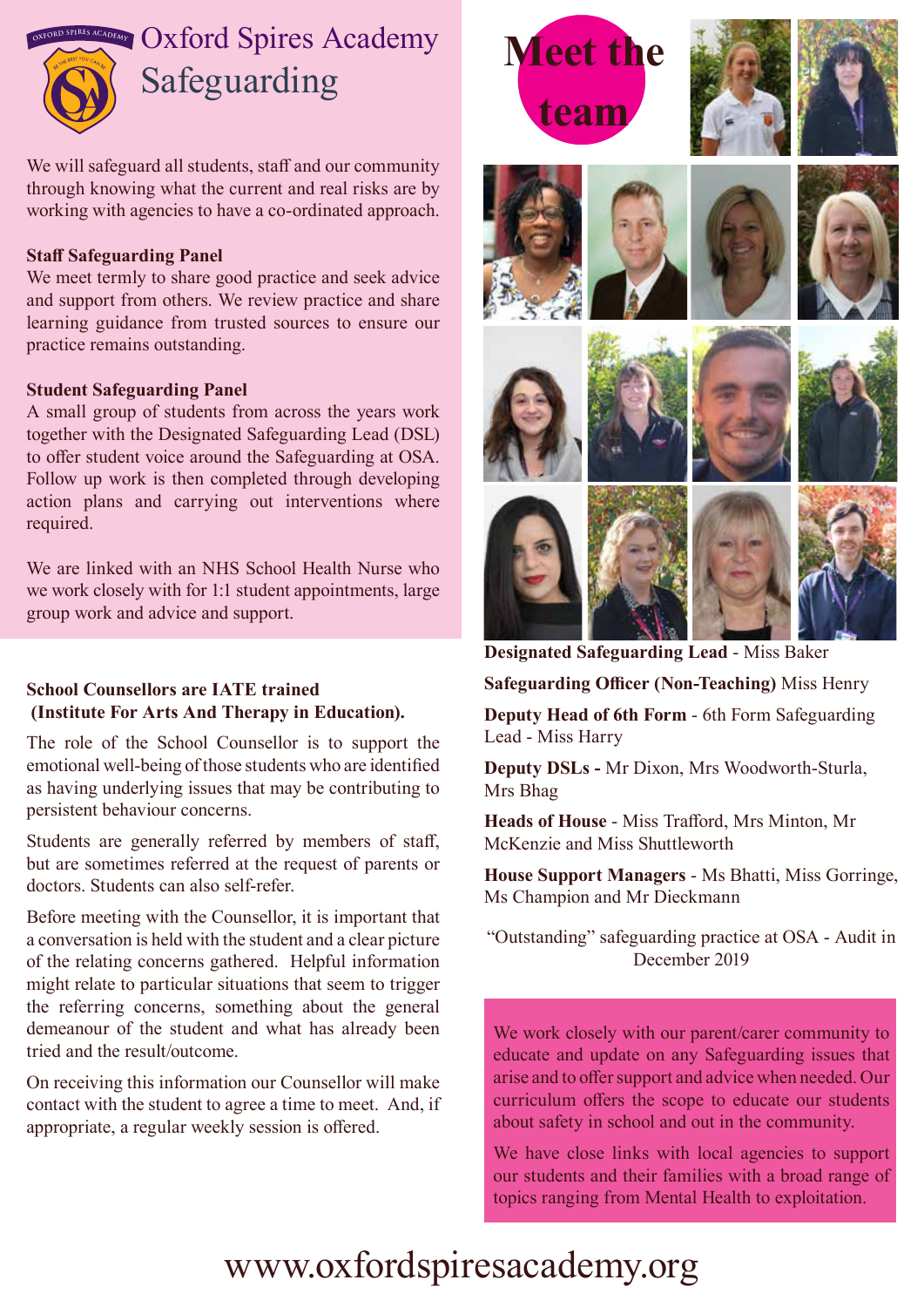# Oxford Spires Academy Safeguarding

We will safeguard all students, staff and our community through knowing what the current and real risks are by working with agencies to have a co-ordinated approach.

**Staff Safeguarding Panel**
We meet termly to share good practice and seek advice and support from others. We review practice and share learning guidance from trusted sources to ensure our practice remains outstanding.

**Student Safeguarding Panel**
A small group of students from across the years work together with the Designated Safeguarding Lead (DSL) to offer student voice around the Safeguarding at OSA. Follow up work is then completed through developing action plans and carrying out interventions where required.

We are linked with an NHS School Health Nurse who we work closely with for 1:1 student appointments, large group work and advice and support.

**School Counsellors are IATE trained (Institute For Arts And Therapy in Education).**

The role of the School Counsellor is to support the emotional well-being of those students who are identified as having underlying issues that may be contributing to persistent behaviour concerns.

Students are generally referred by members of staff, but are sometimes referred at the request of parents or doctors. Students can also self-refer.

Before meeting with the Counsellor, it is important that a conversation is held with the student and a clear picture of the relating concerns gathered. Helpful information might relate to particular situations that seem to trigger the referring concerns, something about the general demeanour of the student and what has already been tried and the result/outcome.

On receiving this information our Counsellor will make contact with the student to agree a time to meet. And, if appropriate, a regular weekly session is offered.

## Meet the team

**Designated Safeguarding Lead** - Miss Baker

**Safeguarding Officer (Non-Teaching)** Miss Henry

**Deputy Head of 6th Form** - 6th Form Safeguarding Lead - Miss Harry

**Deputy DSLs -** Mr Dixon, Mrs Woodworth-Sturla, Mrs Bhag

**Heads of House** - Miss Trafford, Mrs Minton, Mr McKenzie and Miss Shuttleworth

**House Support Managers** - Ms Bhatti, Miss Gorringe, Ms Champion and Mr Dieckmann

"Outstanding" safeguarding practice at OSA - Audit in December 2019

We work closely with our parent/carer community to educate and update on any Safeguarding issues that arise and to offer support and advice when needed. Our curriculum offers the scope to educate our students about safety in school and out in the community.

We have close links with local agencies to support our students and their families with a broad range of topics ranging from Mental Health to exploitation.

www.oxfordspiresacademy.org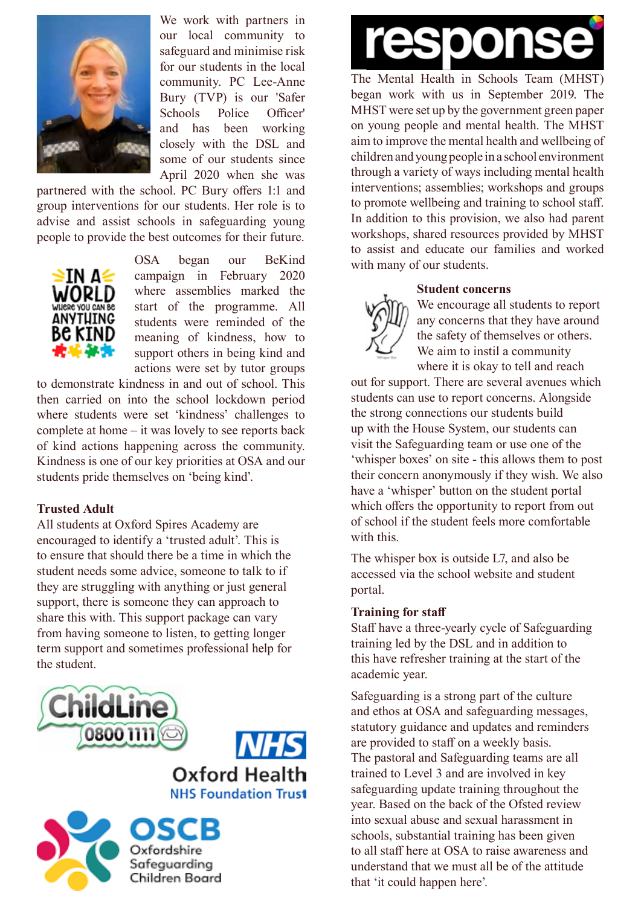We work with partners in our local community to safeguard and minimise risk for our students in the local community. PC Lee-Anne Bury (TVP) is our 'Safer Schools Police Officer' and has been working closely with the DSL and some of our students since April 2020 when she was partnered with the school. PC Bury offers 1:1 and group interventions for our students. Her role is to advise and assist schools in safeguarding young people to provide the best outcomes for their future.

IN A WORLD WHERE YOU CAN BE ANYTHING BE KIND

OSA began our BeKind campaign in February 2020 where assemblies marked the start of the programme. All students were reminded of the meaning of kindness, how to support others in being kind and actions were set by tutor groups to demonstrate kindness in and out of school. This then carried on into the school lockdown period where students were set 'kindness' challenges to complete at home – it was lovely to see reports back of kind actions happening across the community. Kindness is one of our key priorities at OSA and our students pride themselves on 'being kind'.

**Trusted Adult**

All students at Oxford Spires Academy are encouraged to identify a 'trusted adult'. This is to ensure that should there be a time in which the student needs some advice, someone to talk to if they are struggling with anything or just general support, there is someone they can approach to share this with. This support package can vary from having someone to listen, to getting longer term support and sometimes professional help for the student.

ChildLine 0800 1111

NHS Oxford Health NHS Foundation Trust

OSCB Oxfordshire Safeguarding Children Board

**response**

The Mental Health in Schools Team (MHST) began work with us in September 2019. The MHST were set up by the government green paper on young people and mental health. The MHST aim to improve the mental health and wellbeing of children and young people in a school environment through a variety of ways including mental health interventions; assemblies; workshops and groups to promote wellbeing and training to school staff. In addition to this provision, we also had parent workshops, shared resources provided by MHST to assist and educate our families and worked with many of our students.

**Student concerns**

We encourage all students to report any concerns that they have around the safety of themselves or others. We aim to instil a community where it is okay to tell and reach out for support. There are several avenues which students can use to report concerns. Alongside the strong connections our students build up with the House System, our students can visit the Safeguarding team or use one of the 'whisper boxes' on site - this allows them to post their concern anonymously if they wish. We also have a 'whisper' button on the student portal which offers the opportunity to report from out of school if the student feels more comfortable with this.

The whisper box is outside L7, and also be accessed via the school website and student portal.

**Training for staff**

Staff have a three-yearly cycle of Safeguarding training led by the DSL and in addition to this have refresher training at the start of the academic year.

Safeguarding is a strong part of the culture and ethos at OSA and safeguarding messages, statutory guidance and updates and reminders are provided to staff on a weekly basis. The pastoral and Safeguarding teams are all trained to Level 3 and are involved in key safeguarding update training throughout the year. Based on the back of the Ofsted review into sexual abuse and sexual harassment in schools, substantial training has been given to all staff here at OSA to raise awareness and understand that we must all be of the attitude that 'it could happen here'.